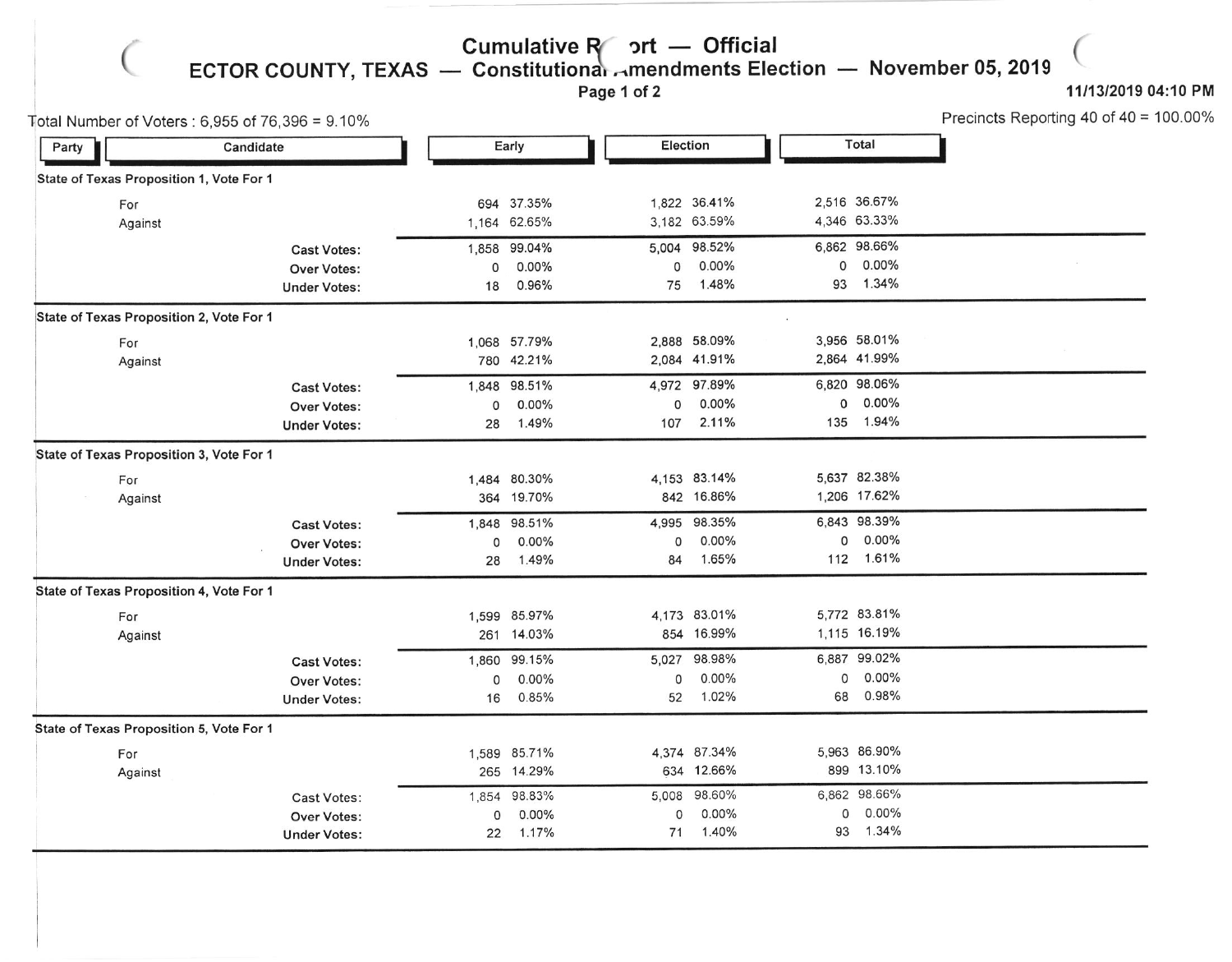# Cumulative Report — Official

## ECTOR COUNTY, TEXAS — Constitutional Amendments Election — November 05, 2019

11/13/2019 04:10 PM

Total Number of Voters : 6,955 of 76,396 = 9.10%

Precincts Reporting 40 of 40 = 100.00%

| Party | Candidate | Early | | Election | | Total | |
|---|---|---|---|---|---|---|---|
| **State of Texas Proposition 1, Vote For 1** | | | | | | | |
| | For | 694 | 37.35% | 1,822 | 36.41% | 2,516 | 36.67% |
| | Against | 1,164 | 62.65% | 3,182 | 63.59% | 4,346 | 63.33% |
| | Cast Votes: | 1,858 | 99.04% | 5,004 | 98.52% | 6,862 | 98.66% |
| | Over Votes: | 0 | 0.00% | 0 | 0.00% | 0 | 0.00% |
| | Under Votes: | 18 | 0.96% | 75 | 1.48% | 93 | 1.34% |
| **State of Texas Proposition 2, Vote For 1** | | | | | | | |
| | For | 1,068 | 57.79% | 2,888 | 58.09% | 3,956 | 58.01% |
| | Against | 780 | 42.21% | 2,084 | 41.91% | 2,864 | 41.99% |
| | Cast Votes: | 1,848 | 98.51% | 4,972 | 97.89% | 6,820 | 98.06% |
| | Over Votes: | 0 | 0.00% | 0 | 0.00% | 0 | 0.00% |
| | Under Votes: | 28 | 1.49% | 107 | 2.11% | 135 | 1.94% |
| **State of Texas Proposition 3, Vote For 1** | | | | | | | |
| | For | 1,484 | 80.30% | 4,153 | 83.14% | 5,637 | 82.38% |
| | Against | 364 | 19.70% | 842 | 16.86% | 1,206 | 17.62% |
| | Cast Votes: | 1,848 | 98.51% | 4,995 | 98.35% | 6,843 | 98.39% |
| | Over Votes: | 0 | 0.00% | 0 | 0.00% | 0 | 0.00% |
| | Under Votes: | 28 | 1.49% | 84 | 1.65% | 112 | 1.61% |
| **State of Texas Proposition 4, Vote For 1** | | | | | | | |
| | For | 1,599 | 85.97% | 4,173 | 83.01% | 5,772 | 83.81% |
| | Against | 261 | 14.03% | 854 | 16.99% | 1,115 | 16.19% |
| | Cast Votes: | 1,860 | 99.15% | 5,027 | 98.98% | 6,887 | 99.02% |
| | Over Votes: | 0 | 0.00% | 0 | 0.00% | 0 | 0.00% |
| | Under Votes: | 16 | 0.85% | 52 | 1.02% | 68 | 0.98% |
| **State of Texas Proposition 5, Vote For 1** | | | | | | | |
| | For | 1,589 | 85.71% | 4,374 | 87.34% | 5,963 | 86.90% |
| | Against | 265 | 14.29% | 634 | 12.66% | 899 | 13.10% |
| | Cast Votes: | 1,854 | 98.83% | 5,008 | 98.60% | 6,862 | 98.66% |
| | Over Votes: | 0 | 0.00% | 0 | 0.00% | 0 | 0.00% |
| | Under Votes: | 22 | 1.17% | 71 | 1.40% | 93 | 1.34% |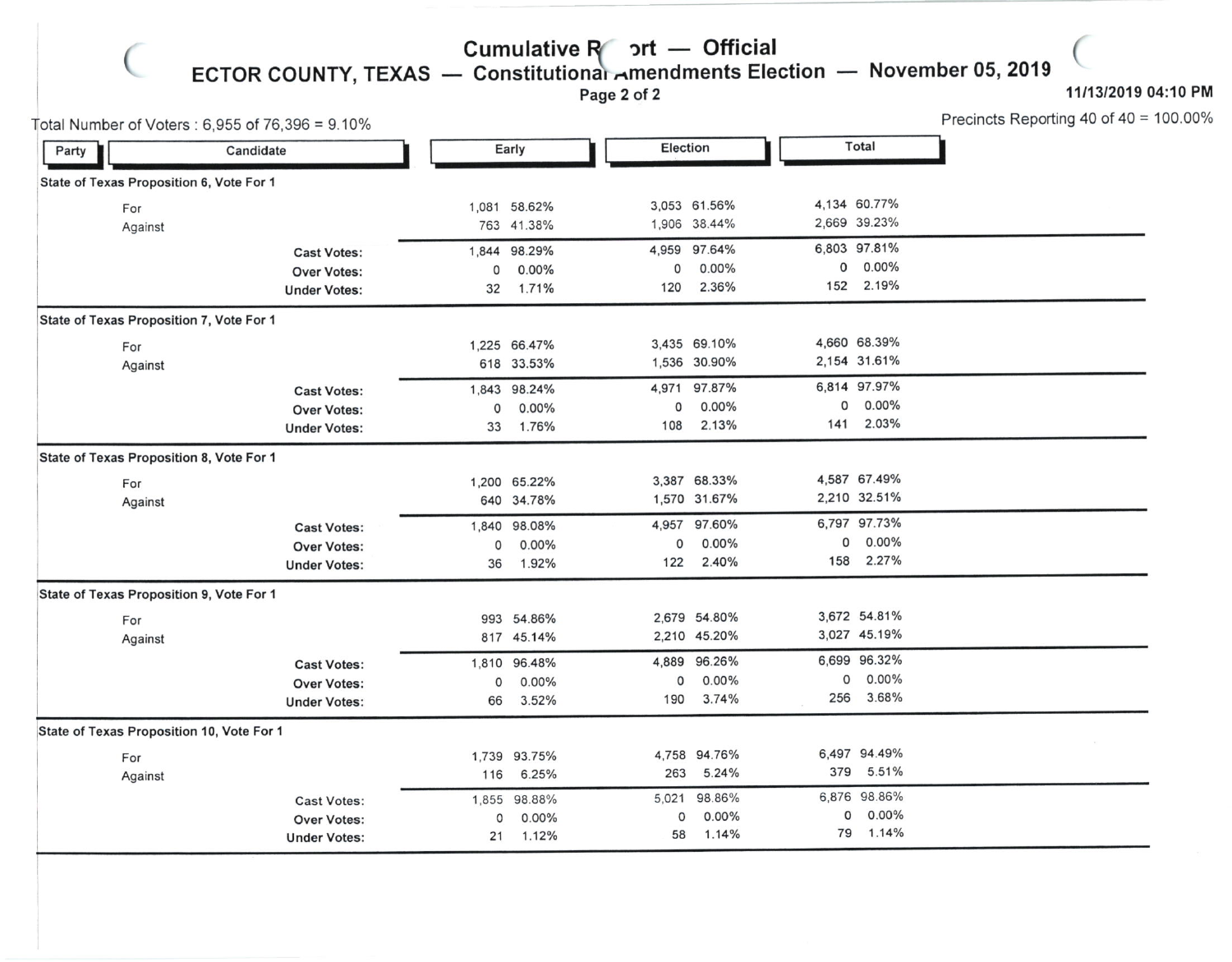# Cumulative Report — Official

## ECTOR COUNTY, TEXAS — Constitutional Amendments Election — November 05, 2019

11/13/2019 04:10 PM

Total Number of Voters : 6,955 of 76,396 = 9.10%

Precincts Reporting 40 of 40 = 100.00%

| Party | Candidate | Early | | Election | | Total | |
|---|---|---|---|---|---|---|---|
| **State of Texas Proposition 6, Vote For 1** | | | | | | | |
| | For | 1,081 | 58.62% | 3,053 | 61.56% | 4,134 | 60.77% |
| | Against | 763 | 41.38% | 1,906 | 38.44% | 2,669 | 39.23% |
| | **Cast Votes:** | 1,844 | 98.29% | 4,959 | 97.64% | 6,803 | 97.81% |
| | **Over Votes:** | 0 | 0.00% | 0 | 0.00% | 0 | 0.00% |
| | **Under Votes:** | 32 | 1.71% | 120 | 2.36% | 152 | 2.19% |
| **State of Texas Proposition 7, Vote For 1** | | | | | | | |
| | For | 1,225 | 66.47% | 3,435 | 69.10% | 4,660 | 68.39% |
| | Against | 618 | 33.53% | 1,536 | 30.90% | 2,154 | 31.61% |
| | **Cast Votes:** | 1,843 | 98.24% | 4,971 | 97.87% | 6,814 | 97.97% |
| | **Over Votes:** | 0 | 0.00% | 0 | 0.00% | 0 | 0.00% |
| | **Under Votes:** | 33 | 1.76% | 108 | 2.13% | 141 | 2.03% |
| **State of Texas Proposition 8, Vote For 1** | | | | | | | |
| | For | 1,200 | 65.22% | 3,387 | 68.33% | 4,587 | 67.49% |
| | Against | 640 | 34.78% | 1,570 | 31.67% | 2,210 | 32.51% |
| | **Cast Votes:** | 1,840 | 98.08% | 4,957 | 97.60% | 6,797 | 97.73% |
| | **Over Votes:** | 0 | 0.00% | 0 | 0.00% | 0 | 0.00% |
| | **Under Votes:** | 36 | 1.92% | 122 | 2.40% | 158 | 2.27% |
| **State of Texas Proposition 9, Vote For 1** | | | | | | | |
| | For | 993 | 54.86% | 2,679 | 54.80% | 3,672 | 54.81% |
| | Against | 817 | 45.14% | 2,210 | 45.20% | 3,027 | 45.19% |
| | **Cast Votes:** | 1,810 | 96.48% | 4,889 | 96.26% | 6,699 | 96.32% |
| | **Over Votes:** | 0 | 0.00% | 0 | 0.00% | 0 | 0.00% |
| | **Under Votes:** | 66 | 3.52% | 190 | 3.74% | 256 | 3.68% |
| **State of Texas Proposition 10, Vote For 1** | | | | | | | |
| | For | 1,739 | 93.75% | 4,758 | 94.76% | 6,497 | 94.49% |
| | Against | 116 | 6.25% | 263 | 5.24% | 379 | 5.51% |
| | **Cast Votes:** | 1,855 | 98.88% | 5,021 | 98.86% | 6,876 | 98.86% |
| | **Over Votes:** | 0 | 0.00% | 0 | 0.00% | 0 | 0.00% |
| | **Under Votes:** | 21 | 1.12% | 58 | 1.14% | 79 | 1.14% |